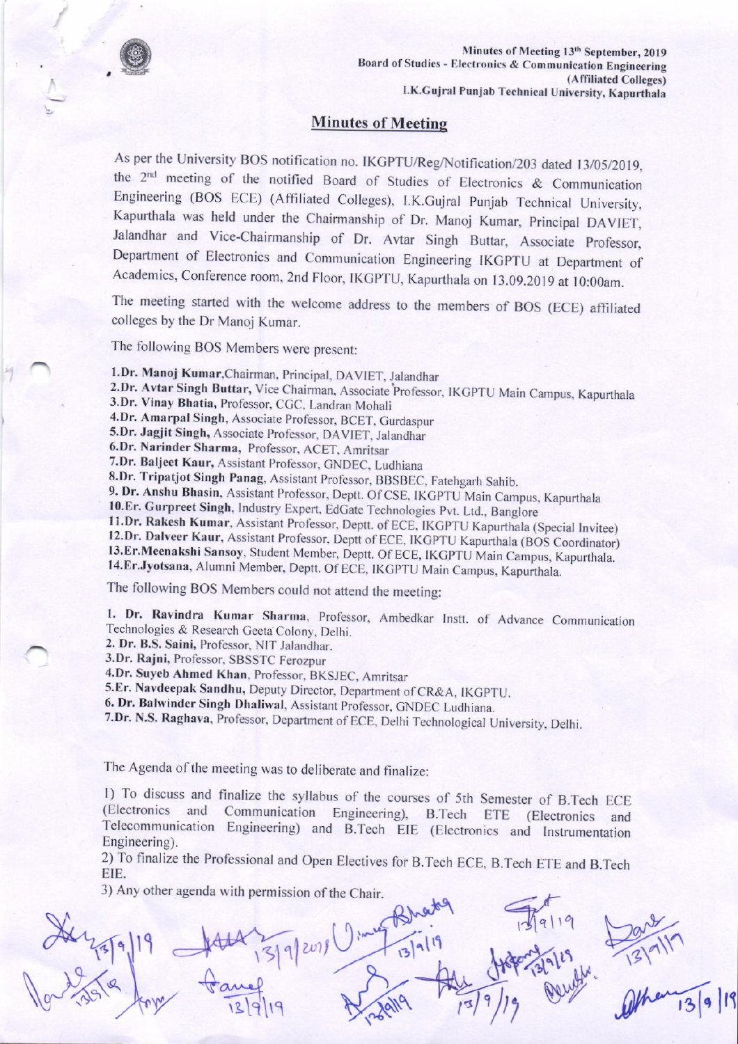Minutes of Meeting 13th September, 2019
Board of Studies - Electronics & Communication Engineering
(Affiliated Colleges)
I.K.Gujral Punjab Technical University, Kapurthala

## Minutes of Meeting

As per the University BOS notification no. IKGPTU/Reg/Notification/203 dated 13/05/2019, the 2nd meeting of the notified Board of Studies of Electronics & Communication Engineering (BOS ECE) (Affiliated Colleges), I.K.Gujral Punjab Technical University, Kapurthala was held under the Chairmanship of Dr. Manoj Kumar, Principal DAVIET, Jalandhar and Vice-Chairmanship of Dr. Avtar Singh Buttar, Associate Professor, Department of Electronics and Communication Engineering IKGPTU at Department of Academics, Conference room, 2nd Floor, IKGPTU, Kapurthala on 13.09.2019 at 10:00am.

The meeting started with the welcome address to the members of BOS (ECE) affiliated colleges by the Dr Manoj Kumar.

The following BOS Members were present:

1. **Dr. Manoj Kumar**, Chairman, Principal, DAVIET, Jalandhar
2. **Dr. Avtar Singh Buttar**, Vice Chairman, Associate Professor, IKGPTU Main Campus, Kapurthala
3. **Dr. Vinay Bhatia**, Professor, CGC, Landran Mohali
4. **Dr. Amarpal Singh**, Associate Professor, BCET, Gurdaspur
5. **Dr. Jagjit Singh**, Associate Professor, DAVIET, Jalandhar
6. **Dr. Narinder Sharma**, Professor, ACET, Amritsar
7. **Dr. Baljeet Kaur**, Assistant Professor, GNDEC, Ludhiana
8. **Dr. Tripatjot Singh Panag**, Assistant Professor, BBSBEC, Fatehgarh Sahib.
9. **Dr. Anshu Bhasin**, Assistant Professor, Deptt. Of CSE, IKGPTU Main Campus, Kapurthala
10. **Er. Gurpreet Singh**, Industry Expert, EdGate Technologies Pvt. Ltd., Banglore
11. **Dr. Rakesh Kumar**, Assistant Professor, Deptt. of ECE, IKGPTU Kapurthala (Special Invitee)
12. **Dr. Dalveer Kaur**, Assistant Professor, Deptt of ECE, IKGPTU Kapurthala (BOS Coordinator)
13. **Er. Meenakshi Sansoy**, Student Member, Deptt. Of ECE, IKGPTU Main Campus, Kapurthala.
14. **Er. Jyotsana**, Alumni Member, Deptt. Of ECE, IKGPTU Main Campus, Kapurthala.

The following BOS Members could not attend the meeting:

1. **Dr. Ravindra Kumar Sharma**, Professor, Ambedkar Instt. of Advance Communication Technologies & Research Geeta Colony, Delhi.
2. **Dr. B.S. Saini**, Professor, NIT Jalandhar.
3. **Dr. Rajni**, Professor, SBSSTC Ferozpur
4. **Dr. Suyeb Ahmed Khan**, Professor, BKSJEC, Amritsar
5. **Er. Navdeepak Sandhu**, Deputy Director, Department of CR&A, IKGPTU.
6. **Dr. Balwinder Singh Dhaliwal**, Assistant Professor, GNDEC Ludhiana.
7. **Dr. N.S. Raghava**, Professor, Department of ECE, Delhi Technological University, Delhi.

The Agenda of the meeting was to deliberate and finalize:

1) To discuss and finalize the syllabus of the courses of 5th Semester of B.Tech ECE (Electronics and Communication Engineering), B.Tech ETE (Electronics and Telecommunication Engineering) and B.Tech EIE (Electronics and Instrumentation Engineering).

2) To finalize the Professional and Open Electives for B.Tech ECE, B.Tech ETE and B.Tech EIE.

3) Any other agenda with permission of the Chair.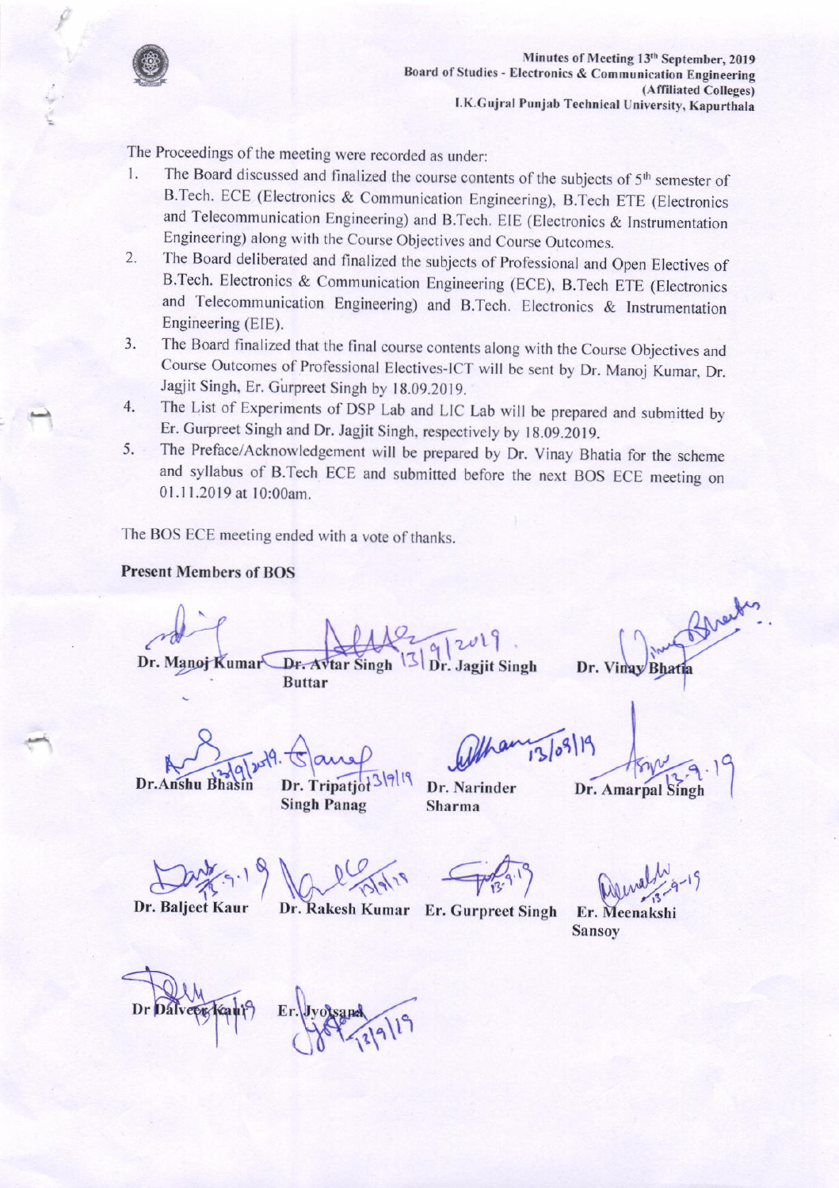Minutes of Meeting 13th September, 2019
Board of Studies - Electronics & Communication Engineering
(Affiliated Colleges)
I.K.Gujral Punjab Technical University, Kapurthala

The Proceedings of the meeting were recorded as under:

1. The Board discussed and finalized the course contents of the subjects of 5th semester of B.Tech. ECE (Electronics & Communication Engineering), B.Tech ETE (Electronics and Telecommunication Engineering) and B.Tech. EIE (Electronics & Instrumentation Engineering) along with the Course Objectives and Course Outcomes.
2. The Board deliberated and finalized the subjects of Professional and Open Electives of B.Tech. Electronics & Communication Engineering (ECE), B.Tech ETE (Electronics and Telecommunication Engineering) and B.Tech. Electronics & Instrumentation Engineering (EIE).
3. The Board finalized that the final course contents along with the Course Objectives and Course Outcomes of Professional Electives-ICT will be sent by Dr. Manoj Kumar, Dr. Jagjit Singh, Er. Gurpreet Singh by 18.09.2019.
4. The List of Experiments of DSP Lab and LIC Lab will be prepared and submitted by Er. Gurpreet Singh and Dr. Jagjit Singh, respectively by 18.09.2019.
5. The Preface/Acknowledgement will be prepared by Dr. Vinay Bhatia for the scheme and syllabus of B.Tech ECE and submitted before the next BOS ECE meeting on 01.11.2019 at 10:00am.

The BOS ECE meeting ended with a vote of thanks.

**Present Members of BOS**

| | | | |
|---|---|---|---|
| Dr. Manoj Kumar | Dr. Avtar Singh Buttar | Dr. Jagjit Singh | Dr. Vinay Bhatia |
| Dr. Anshu Bhasin | Dr. Tripatjot Singh Panag | Dr. Narinder Sharma | Dr. Amarpal Singh |
| Dr. Baljeet Kaur | Dr. Rakesh Kumar | Er. Gurpreet Singh | Er. Meenakshi Sansoy |
| Dr Dalveer Kaur | Er. Jyotsana | | |